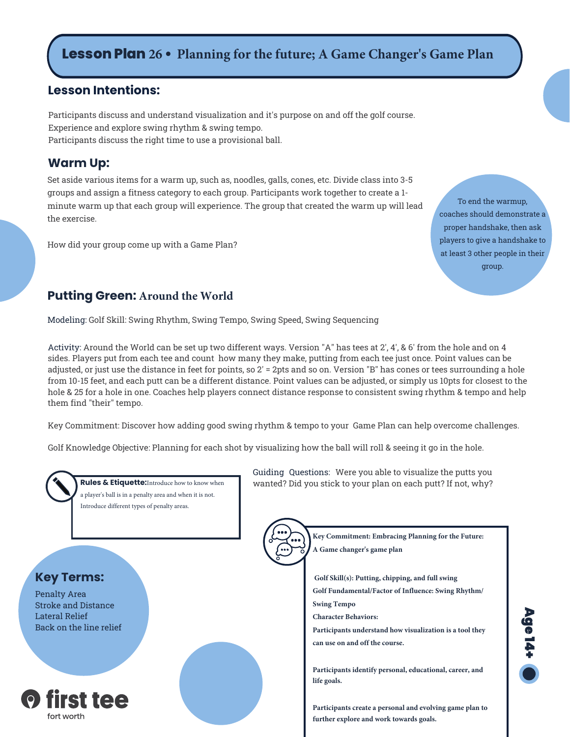# Lesson Plan 26 • Planning for the future; A Game Changer's Game Plan

## Lesson Intentions:

Participants discuss and understand visualization and it's purpose on and off the golf course.
Experience and explore swing rhythm & swing tempo.
Participants discuss the right time to use a provisional ball.

## Warm Up:

Set aside various items for a warm up, such as, noodles, galls, cones, etc. Divide class into 3-5 groups and assign a fitness category to each group. Participants work together to create a 1-minute warm up that each group will experience. The group that created the warm up will lead the exercise.

How did your group come up with a Game Plan?

To end the warmup, coaches should demonstrate a proper handshake, then ask players to give a handshake to at least 3 other people in their group.

## Putting Green: Around the World

Modeling: Golf Skill: Swing Rhythm, Swing Tempo, Swing Speed, Swing Sequencing

Activity: Around the World can be set up two different ways. Version "A" has tees at 2', 4', & 6' from the hole and on 4 sides. Players put from each tee and count how many they make, putting from each tee just once. Point values can be adjusted, or just use the distance in feet for points, so 2' = 2pts and so on. Version "B" has cones or tees surrounding a hole from 10-15 feet, and each putt can be a different distance. Point values can be adjusted, or simply us 10pts for closest to the hole & 25 for a hole in one. Coaches help players connect distance response to consistent swing rhythm & tempo and help them find "their" tempo.

Key Commitment: Discover how adding good swing rhythm & tempo to your Game Plan can help overcome challenges.

Golf Knowledge Objective: Planning for each shot by visualizing how the ball will roll & seeing it go in the hole.

**Rules & Etiquette:** Introduce how to know when a player's ball is in a penalty area and when it is not. Introduce different types of penalty areas.

Guiding Questions: Were you able to visualize the putts you wanted? Did you stick to your plan on each putt? If not, why?

## Key Terms:

Penalty Area
Stroke and Distance
Lateral Relief
Back on the line relief

**Key Commitment: Embracing Planning for the Future: A Game changer's game plan**

**Golf Skill(s): Putting, chipping, and full swing**
**Golf Fundamental/Factor of Influence: Swing Rhythm/ Swing Tempo**
**Character Behaviors:**
**Participants understand how visualization is a tool they can use on and off the course.**

**Participants identify personal, educational, career, and life goals.**

**Participants create a personal and evolving game plan to further explore and work towards goals.**

Age 14+

first tee
fort worth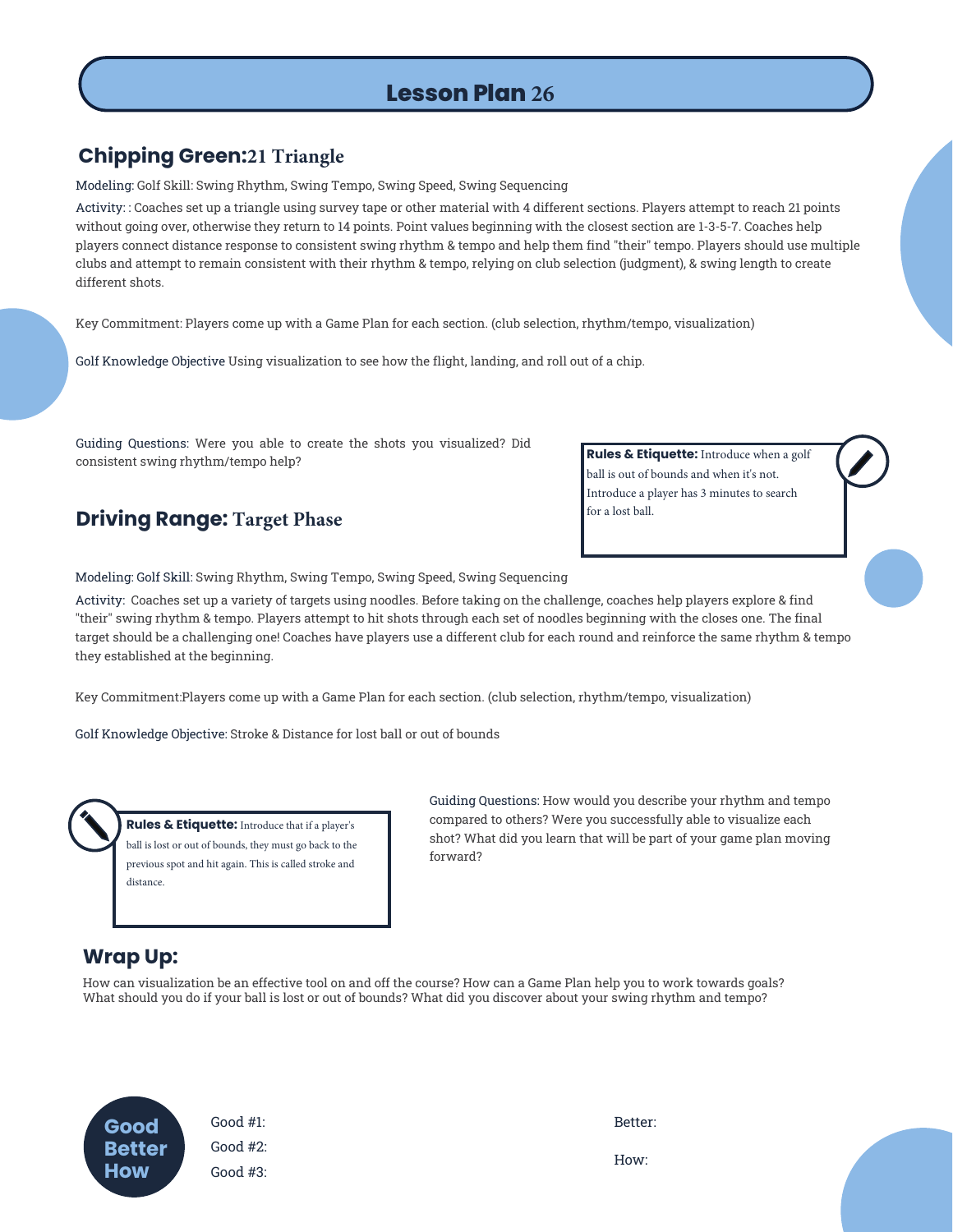# Lesson Plan 26

## Chipping Green: 21 Triangle

Modeling: Golf Skill: Swing Rhythm, Swing Tempo, Swing Speed, Swing Sequencing

Activity: : Coaches set up a triangle using survey tape or other material with 4 different sections. Players attempt to reach 21 points without going over, otherwise they return to 14 points. Point values beginning with the closest section are 1-3-5-7. Coaches help players connect distance response to consistent swing rhythm & tempo and help them find "their" tempo. Players should use multiple clubs and attempt to remain consistent with their rhythm & tempo, relying on club selection (judgment), & swing length to create different shots.

Key Commitment: Players come up with a Game Plan for each section. (club selection, rhythm/tempo, visualization)

Golf Knowledge Objective Using visualization to see how the flight, landing, and roll out of a chip.

Guiding Questions: Were you able to create the shots you visualized? Did consistent swing rhythm/tempo help?

**Rules & Etiquette:** Introduce when a golf ball is out of bounds and when it's not. Introduce a player has 3 minutes to search for a lost ball.

## Driving Range: Target Phase

Modeling: Golf Skill: Swing Rhythm, Swing Tempo, Swing Speed, Swing Sequencing

Activity: Coaches set up a variety of targets using noodles. Before taking on the challenge, coaches help players explore & find "their" swing rhythm & tempo. Players attempt to hit shots through each set of noodles beginning with the closes one. The final target should be a challenging one! Coaches have players use a different club for each round and reinforce the same rhythm & tempo they established at the beginning.

Key Commitment:Players come up with a Game Plan for each section. (club selection, rhythm/tempo, visualization)

Golf Knowledge Objective: Stroke & Distance for lost ball or out of bounds

**Rules & Etiquette:** Introduce that if a player's ball is lost or out of bounds, they must go back to the previous spot and hit again. This is called stroke and distance.

Guiding Questions: How would you describe your rhythm and tempo compared to others? Were you successfully able to visualize each shot? What did you learn that will be part of your game plan moving forward?

## Wrap Up:

How can visualization be an effective tool on and off the course? How can a Game Plan help you to work towards goals? What should you do if your ball is lost or out of bounds? What did you discover about your swing rhythm and tempo?

**Good Better How**

Good #1:

Good #2:

Good #3:

Better:

How: